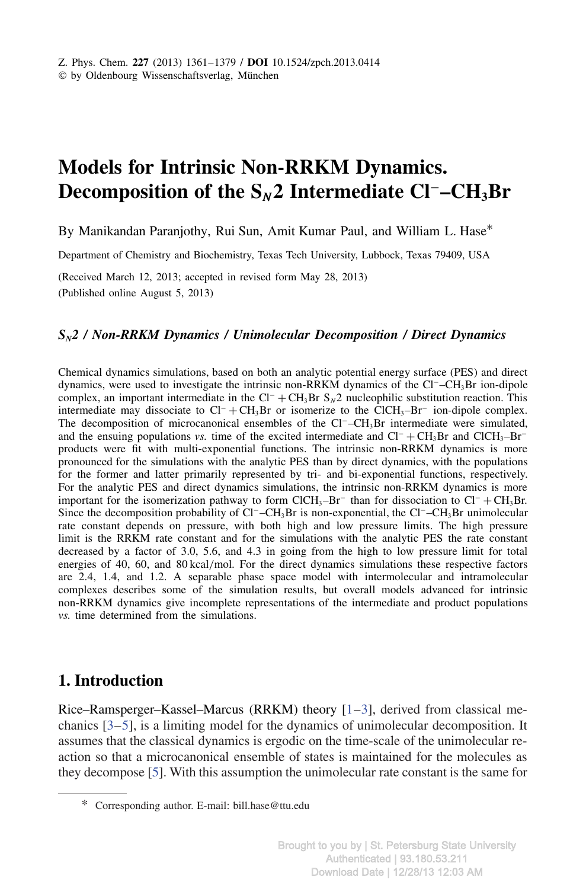# Models for Intrinsic Non-RRKM Dynamics. Decomposition of the $S_N2$ Intermediate $Cl^-$–$CH_3Br$

By Manikandan Paranjothy, Rui Sun, Amit Kumar Paul, and William L. Hase*

Department of Chemistry and Biochemistry, Texas Tech University, Lubbock, Texas 79409, USA

(Received March 12, 2013; accepted in revised form May 28, 2013)
(Published online August 5, 2013)

***$S_N2$ / Non-RRKM Dynamics / Unimolecular Decomposition / Direct Dynamics***

Chemical dynamics simulations, based on both an analytic potential energy surface (PES) and direct dynamics, were used to investigate the intrinsic non-RRKM dynamics of the $Cl^-$–$CH_3Br$ ion-dipole complex, an important intermediate in the $Cl^- + CH_3Br$ $S_N2$ nucleophilic substitution reaction. This intermediate may dissociate to $Cl^- + CH_3Br$ or isomerize to the $ClCH_3$–$Br^-$ ion-dipole complex. The decomposition of microcanonical ensembles of the $Cl^-$–$CH_3Br$ intermediate were simulated, and the ensuing populations *vs.* time of the excited intermediate and $Cl^- + CH_3Br$ and $ClCH_3$–$Br^-$ products were fit with multi-exponential functions. The intrinsic non-RRKM dynamics is more pronounced for the simulations with the analytic PES than by direct dynamics, with the populations for the former and latter primarily represented by tri- and bi-exponential functions, respectively. For the analytic PES and direct dynamics simulations, the intrinsic non-RRKM dynamics is more important for the isomerization pathway to form $ClCH_3$–$Br^-$ than for dissociation to $Cl^- + CH_3Br$. Since the decomposition probability of $Cl^-$–$CH_3Br$ is non-exponential, the $Cl^-$–$CH_3Br$ unimolecular rate constant depends on pressure, with both high and low pressure limits. The high pressure limit is the RRKM rate constant and for the simulations with the analytic PES the rate constant decreased by a factor of 3.0, 5.6, and 4.3 in going from the high to low pressure limit for total energies of 40, 60, and 80 kcal/mol. For the direct dynamics simulations these respective factors are 2.4, 1.4, and 1.2. A separable phase space model with intermolecular and intramolecular complexes describes some of the simulation results, but overall models advanced for intrinsic non-RRKM dynamics give incomplete representations of the intermediate and product populations *vs.* time determined from the simulations.

## 1. Introduction

Rice–Ramsperger–Kassel–Marcus (RRKM) theory [1–3], derived from classical mechanics [3–5], is a limiting model for the dynamics of unimolecular decomposition. It assumes that the classical dynamics is ergodic on the time-scale of the unimolecular reaction so that a microcanonical ensemble of states is maintained for the molecules as they decompose [5]. With this assumption the unimolecular rate constant is the same for

* Corresponding author. E-mail: bill.hase@ttu.edu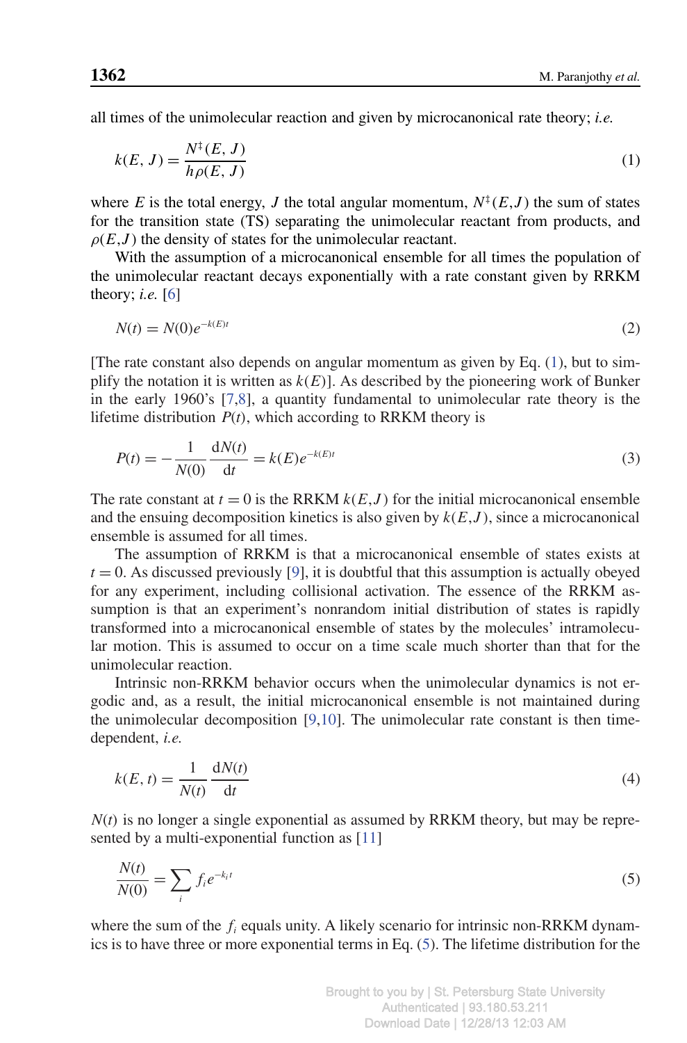all times of the unimolecular reaction and given by microcanonical rate theory; *i.e.*

$$k(E, J) = \frac{N^{\ddagger}(E, J)}{h\rho(E, J)} \tag{1}$$

where $E$ is the total energy, $J$ the total angular momentum, $N^{\ddagger}(E,J)$ the sum of states for the transition state (TS) separating the unimolecular reactant from products, and $\rho(E,J)$ the density of states for the unimolecular reactant.

With the assumption of a microcanonical ensemble for all times the population of the unimolecular reactant decays exponentially with a rate constant given by RRKM theory; *i.e.* [6]

$$N(t) = N(0)e^{-k(E)t} \tag{2}$$

[The rate constant also depends on angular momentum as given by Eq. (1), but to simplify the notation it is written as $k(E)$]. As described by the pioneering work of Bunker in the early 1960's [7,8], a quantity fundamental to unimolecular rate theory is the lifetime distribution $P(t)$, which according to RRKM theory is

$$P(t) = -\frac{1}{N(0)}\frac{\mathrm{d}N(t)}{\mathrm{d}t} = k(E)e^{-k(E)t} \tag{3}$$

The rate constant at $t = 0$ is the RRKM $k(E,J)$ for the initial microcanonical ensemble and the ensuing decomposition kinetics is also given by $k(E,J)$, since a microcanonical ensemble is assumed for all times.

The assumption of RRKM is that a microcanonical ensemble of states exists at $t = 0$. As discussed previously [9], it is doubtful that this assumption is actually obeyed for any experiment, including collisional activation. The essence of the RRKM assumption is that an experiment's nonrandom initial distribution of states is rapidly transformed into a microcanonical ensemble of states by the molecules' intramolecular motion. This is assumed to occur on a time scale much shorter than that for the unimolecular reaction.

Intrinsic non-RRKM behavior occurs when the unimolecular dynamics is not ergodic and, as a result, the initial microcanonical ensemble is not maintained during the unimolecular decomposition [9,10]. The unimolecular rate constant is then time-dependent, *i.e.*

$$k(E, t) = \frac{1}{N(t)}\frac{\mathrm{d}N(t)}{\mathrm{d}t} \tag{4}$$

$N(t)$ is no longer a single exponential as assumed by RRKM theory, but may be represented by a multi-exponential function as [11]

$$\frac{N(t)}{N(0)} = \sum_{i} f_i e^{-k_i t} \tag{5}$$

where the sum of the $f_i$ equals unity. A likely scenario for intrinsic non-RRKM dynamics is to have three or more exponential terms in Eq. (5). The lifetime distribution for the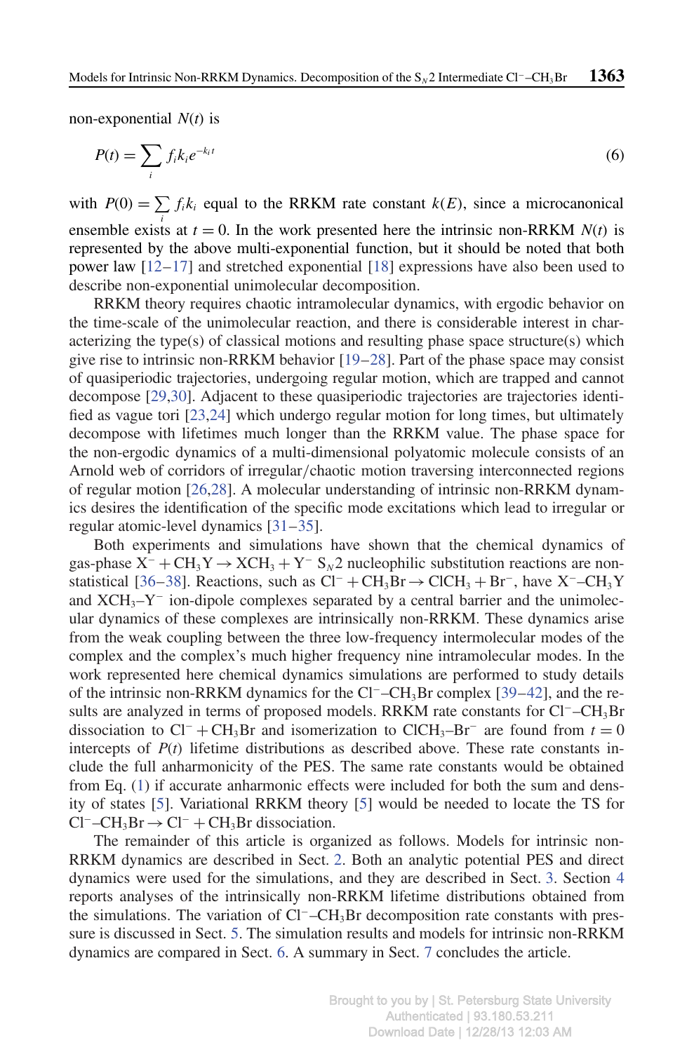non-exponential $N(t)$ is

$$P(t) = \sum_i f_i k_i e^{-k_i t} \tag{6}$$

with $P(0) = \sum_i f_i k_i$ equal to the RRKM rate constant $k(E)$, since a microcanonical ensemble exists at $t = 0$. In the work presented here the intrinsic non-RRKM $N(t)$ is represented by the above multi-exponential function, but it should be noted that both power law [12–17] and stretched exponential [18] expressions have also been used to describe non-exponential unimolecular decomposition.

RRKM theory requires chaotic intramolecular dynamics, with ergodic behavior on the time-scale of the unimolecular reaction, and there is considerable interest in characterizing the type(s) of classical motions and resulting phase space structure(s) which give rise to intrinsic non-RRKM behavior [19–28]. Part of the phase space may consist of quasiperiodic trajectories, undergoing regular motion, which are trapped and cannot decompose [29,30]. Adjacent to these quasiperiodic trajectories are trajectories identified as vague tori [23,24] which undergo regular motion for long times, but ultimately decompose with lifetimes much longer than the RRKM value. The phase space for the non-ergodic dynamics of a multi-dimensional polyatomic molecule consists of an Arnold web of corridors of irregular/chaotic motion traversing interconnected regions of regular motion [26,28]. A molecular understanding of intrinsic non-RRKM dynamics desires the identification of the specific mode excitations which lead to irregular or regular atomic-level dynamics [31–35].

Both experiments and simulations have shown that the chemical dynamics of gas-phase $X^- + CH_3Y \rightarrow XCH_3 + Y^-$ $S_N2$ nucleophilic substitution reactions are non-statistical [36–38]. Reactions, such as $Cl^- + CH_3Br \rightarrow ClCH_3 + Br^-$, have $X^-$–$CH_3Y$ and $XCH_3$–$Y^-$ ion-dipole complexes separated by a central barrier and the unimolecular dynamics of these complexes are intrinsically non-RRKM. These dynamics arise from the weak coupling between the three low-frequency intermolecular modes of the complex and the complex's much higher frequency nine intramolecular modes. In the work represented here chemical dynamics simulations are performed to study details of the intrinsic non-RRKM dynamics for the $Cl^-$–$CH_3Br$ complex [39–42], and the results are analyzed in terms of proposed models. RRKM rate constants for $Cl^-$–$CH_3Br$ dissociation to $Cl^- + CH_3Br$ and isomerization to $ClCH_3$–$Br^-$ are found from $t = 0$ intercepts of $P(t)$ lifetime distributions as described above. These rate constants include the full anharmonicity of the PES. The same rate constants would be obtained from Eq. (1) if accurate anharmonic effects were included for both the sum and density of states [5]. Variational RRKM theory [5] would be needed to locate the TS for $Cl^-$–$CH_3Br \rightarrow Cl^- + CH_3Br$ dissociation.

The remainder of this article is organized as follows. Models for intrinsic non-RRKM dynamics are described in Sect. 2. Both an analytic potential PES and direct dynamics were used for the simulations, and they are described in Sect. 3. Section 4 reports analyses of the intrinsically non-RRKM lifetime distributions obtained from the simulations. The variation of $Cl^-$–$CH_3Br$ decomposition rate constants with pressure is discussed in Sect. 5. The simulation results and models for intrinsic non-RRKM dynamics are compared in Sect. 6. A summary in Sect. 7 concludes the article.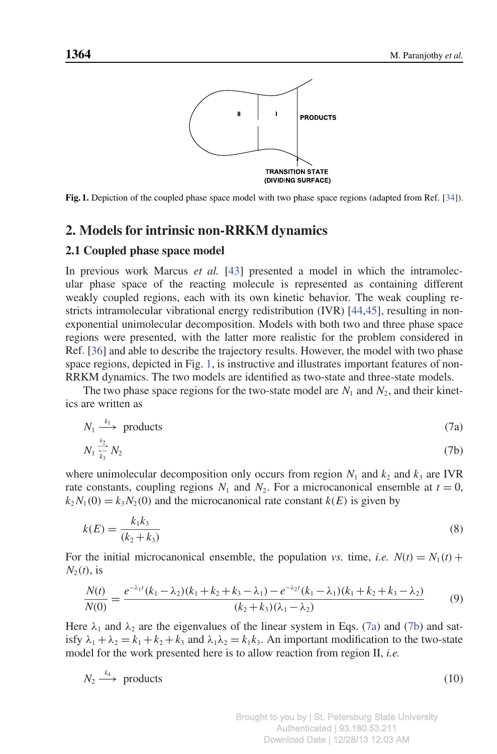Fig. 1. Depiction of the coupled phase space model with two phase space regions (adapted from Ref. [34]).

## 2. Models for intrinsic non-RRKM dynamics

### 2.1 Coupled phase space model

In previous work Marcus *et al.* [43] presented a model in which the intramolecular phase space of the reacting molecule is represented as containing different weakly coupled regions, each with its own kinetic behavior. The weak coupling restricts intramolecular vibrational energy redistribution (IVR) [44,45], resulting in non-exponential unimolecular decomposition. Models with both two and three phase space regions were presented, with the latter more realistic for the problem considered in Ref. [36] and able to describe the trajectory results. However, the model with two phase space regions, depicted in Fig. 1, is instructive and illustrates important features of non-RRKM dynamics. The two models are identified as two-state and three-state models.

The two phase space regions for the two-state model are $N_1$ and $N_2$, and their kinetics are written as

$$N_1 \xrightarrow{k_1} \text{products} \tag{7a}$$

$$N_1 \underset{k_3}{\overset{k_2}{\rightleftarrows}} N_2 \tag{7b}$$

where unimolecular decomposition only occurs from region $N_1$ and $k_2$ and $k_3$ are IVR rate constants, coupling regions $N_1$ and $N_2$. For a microcanonical ensemble at $t = 0$, $k_2 N_1(0) = k_3 N_2(0)$ and the microcanonical rate constant $k(E)$ is given by

$$k(E) = \frac{k_1 k_3}{(k_2 + k_3)} \tag{8}$$

For the initial microcanonical ensemble, the population *vs.* time, *i.e.* $N(t) = N_1(t) + N_2(t)$, is

$$\frac{N(t)}{N(0)} = \frac{e^{-\lambda_1 t}(k_1 - \lambda_2)(k_1 + k_2 + k_3 - \lambda_1) - e^{-\lambda_2 t}(k_1 - \lambda_1)(k_1 + k_2 + k_3 - \lambda_2)}{(k_2 + k_3)(\lambda_1 - \lambda_2)} \tag{9}$$

Here $\lambda_1$ and $\lambda_2$ are the eigenvalues of the linear system in Eqs. (7a) and (7b) and satisfy $\lambda_1 + \lambda_2 = k_1 + k_2 + k_3$ and $\lambda_1 \lambda_2 = k_1 k_3$. An important modification to the two-state model for the work presented here is to allow reaction from region II, *i.e.*

$$N_2 \xrightarrow{k_4} \text{products} \tag{10}$$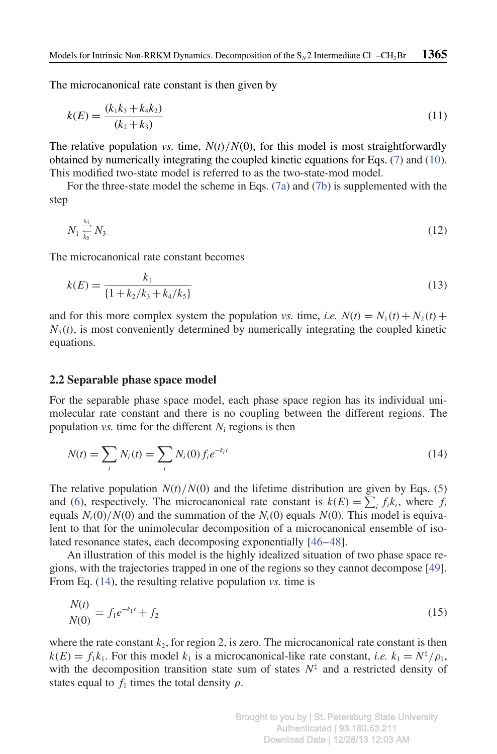The microcanonical rate constant is then given by

$$k(E) = \frac{(k_1 k_3 + k_4 k_2)}{(k_2 + k_3)} \tag{11}$$

The relative population *vs.* time, $N(t)/N(0)$, for this model is most straightforwardly obtained by numerically integrating the coupled kinetic equations for Eqs. (7) and (10). This modified two-state model is referred to as the two-state-mod model.

For the three-state model the scheme in Eqs. (7a) and (7b) is supplemented with the step

$$N_1 \underset{k_5}{\overset{k_4}{\rightleftarrows}} N_3 \tag{12}$$

The microcanonical rate constant becomes

$$k(E) = \frac{k_1}{\{1 + k_2/k_3 + k_4/k_5\}} \tag{13}$$

and for this more complex system the population *vs.* time, *i.e.* $N(t) = N_1(t) + N_2(t) + N_3(t)$, is most conveniently determined by numerically integrating the coupled kinetic equations.

## 2.2 Separable phase space model

For the separable phase space model, each phase space region has its individual unimolecular rate constant and there is no coupling between the different regions. The population *vs.* time for the different $N_i$ regions is then

$$N(t) = \sum_i N_i(t) = \sum_i N_i(0) f_i e^{-k_i t} \tag{14}$$

The relative population $N(t)/N(0)$ and the lifetime distribution are given by Eqs. (5) and (6), respectively. The microcanonical rate constant is $k(E) = \sum_i f_i k_i$, where $f_i$ equals $N_i(0)/N(0)$ and the summation of the $N_i(0)$ equals $N(0)$. This model is equivalent to that for the unimolecular decomposition of a microcanonical ensemble of isolated resonance states, each decomposing exponentially [46–48].

An illustration of this model is the highly idealized situation of two phase space regions, with the trajectories trapped in one of the regions so they cannot decompose [49]. From Eq. (14), the resulting relative population *vs.* time is

$$\frac{N(t)}{N(0)} = f_1 e^{-k_1 t} + f_2 \tag{15}$$

where the rate constant $k_2$, for region 2, is zero. The microcanonical rate constant is then $k(E) = f_1 k_1$. For this model $k_1$ is a microcanonical-like rate constant, *i.e.* $k_1 = N^{\ddagger}/\rho_1$, with the decomposition transition state sum of states $N^{\ddagger}$ and a restricted density of states equal to $f_1$ times the total density $\rho$.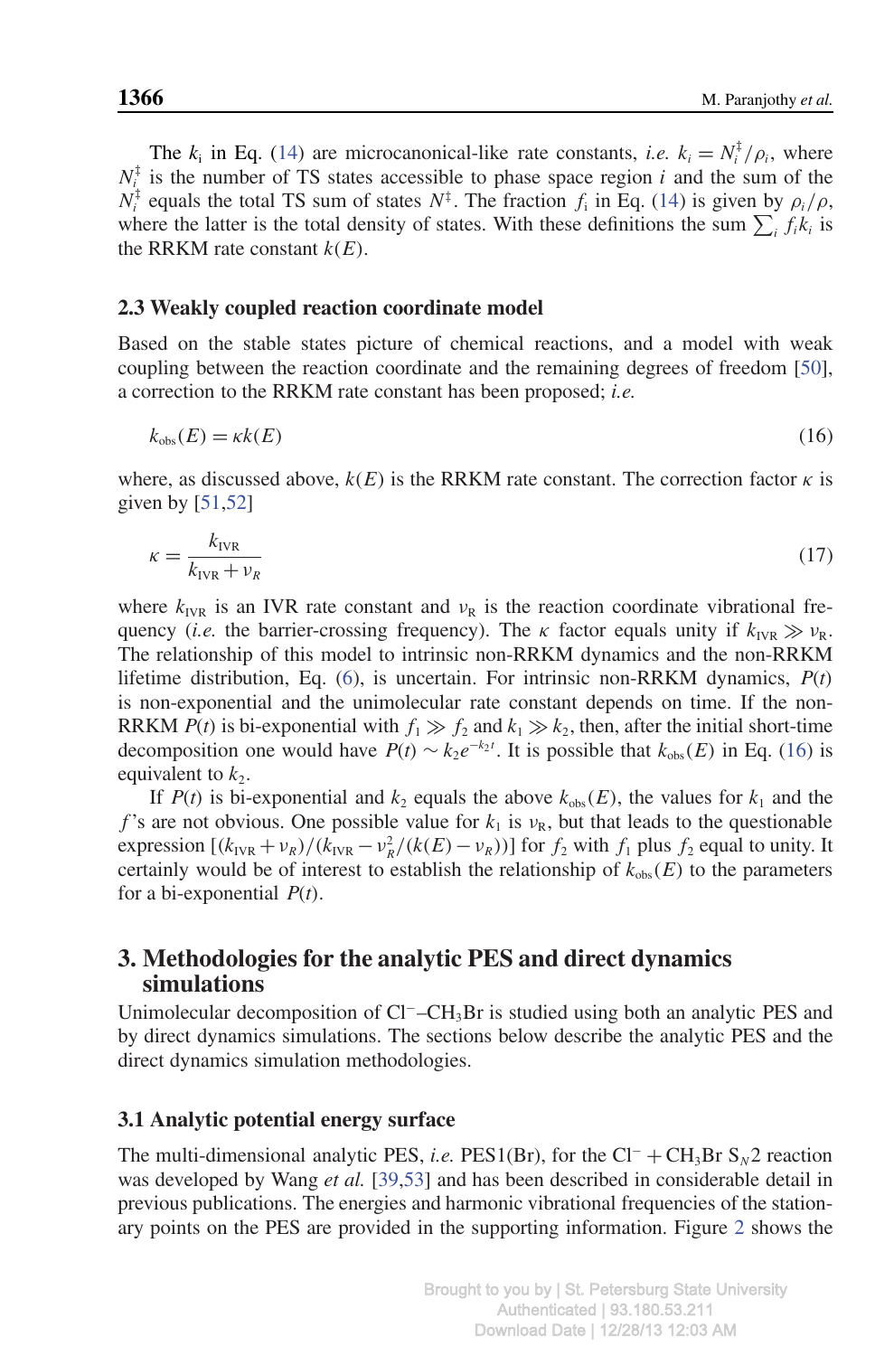The $k_i$ in Eq. (14) are microcanonical-like rate constants, *i.e.* $k_i = N_i^{\ddagger}/\rho_i$, where $N_i^{\ddagger}$ is the number of TS states accessible to phase space region $i$ and the sum of the $N_i^{\ddagger}$ equals the total TS sum of states $N^{\ddagger}$. The fraction $f_i$ in Eq. (14) is given by $\rho_i/\rho$, where the latter is the total density of states. With these definitions the sum $\sum_i f_i k_i$ is the RRKM rate constant $k(E)$.

### 2.3 Weakly coupled reaction coordinate model

Based on the stable states picture of chemical reactions, and a model with weak coupling between the reaction coordinate and the remaining degrees of freedom [50], a correction to the RRKM rate constant has been proposed; *i.e.*

$$k_{\text{obs}}(E) = \kappa k(E) \tag{16}$$

where, as discussed above, $k(E)$ is the RRKM rate constant. The correction factor $\kappa$ is given by [51,52]

$$\kappa = \frac{k_{\text{IVR}}}{k_{\text{IVR}} + \nu_R} \tag{17}$$

where $k_{\text{IVR}}$ is an IVR rate constant and $\nu_{\text{R}}$ is the reaction coordinate vibrational frequency (*i.e.* the barrier-crossing frequency). The $\kappa$ factor equals unity if $k_{\text{IVR}} \gg \nu_{\text{R}}$. The relationship of this model to intrinsic non-RRKM dynamics and the non-RRKM lifetime distribution, Eq. (6), is uncertain. For intrinsic non-RRKM dynamics, $P(t)$ is non-exponential and the unimolecular rate constant depends on time. If the non-RRKM $P(t)$ is bi-exponential with $f_1 \gg f_2$ and $k_1 \gg k_2$, then, after the initial short-time decomposition one would have $P(t) \sim k_2 e^{-k_2 t}$. It is possible that $k_{\text{obs}}(E)$ in Eq. (16) is equivalent to $k_2$.

If $P(t)$ is bi-exponential and $k_2$ equals the above $k_{\text{obs}}(E)$, the values for $k_1$ and the $f$'s are not obvious. One possible value for $k_1$ is $\nu_{\text{R}}$, but that leads to the questionable expression $[(k_{\text{IVR}} + \nu_R)/(k_{\text{IVR}} - \nu_R^2/(k(E) - \nu_R))]$ for $f_2$ with $f_1$ plus $f_2$ equal to unity. It certainly would be of interest to establish the relationship of $k_{\text{obs}}(E)$ to the parameters for a bi-exponential $P(t)$.

## 3. Methodologies for the analytic PES and direct dynamics simulations

Unimolecular decomposition of $Cl^-$–$CH_3Br$ is studied using both an analytic PES and by direct dynamics simulations. The sections below describe the analytic PES and the direct dynamics simulation methodologies.

### 3.1 Analytic potential energy surface

The multi-dimensional analytic PES, *i.e.* PES1(Br), for the $Cl^- + CH_3Br$ $S_N2$ reaction was developed by Wang *et al.* [39,53] and has been described in considerable detail in previous publications. The energies and harmonic vibrational frequencies of the stationary points on the PES are provided in the supporting information. Figure 2 shows the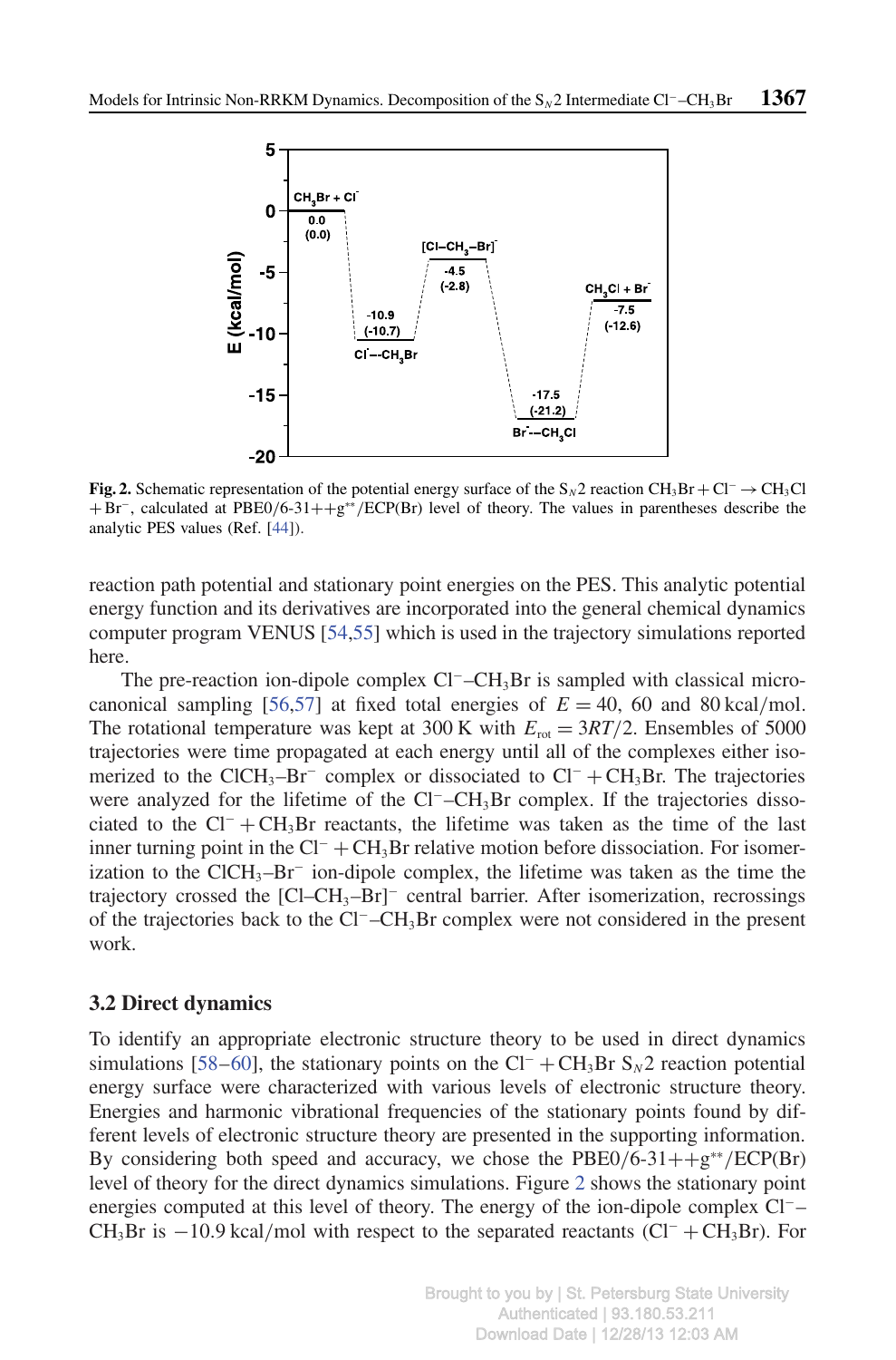**Fig. 2.** Schematic representation of the potential energy surface of the $S_N2$ reaction $CH_3Br + Cl^- \rightarrow CH_3Cl + Br^-$, calculated at PBE0/6-31++g**/ECP(Br) level of theory. The values in parentheses describe the analytic PES values (Ref. [44]).

reaction path potential and stationary point energies on the PES. This analytic potential energy function and its derivatives are incorporated into the general chemical dynamics computer program VENUS [54,55] which is used in the trajectory simulations reported here.

The pre-reaction ion-dipole complex $Cl^-$–$CH_3Br$ is sampled with classical microcanonical sampling [56,57] at fixed total energies of $E = 40$, 60 and 80 kcal/mol. The rotational temperature was kept at 300 K with $E_{rot} = 3RT/2$. Ensembles of 5000 trajectories were time propagated at each energy until all of the complexes either isomerized to the $ClCH_3$–$Br^-$ complex or dissociated to $Cl^- + CH_3Br$. The trajectories were analyzed for the lifetime of the $Cl^-$–$CH_3Br$ complex. If the trajectories dissociated to the $Cl^- + CH_3Br$ reactants, the lifetime was taken as the time of the last inner turning point in the $Cl^- + CH_3Br$ relative motion before dissociation. For isomerization to the $ClCH_3$–$Br^-$ ion-dipole complex, the lifetime was taken as the time the trajectory crossed the $[Cl$–$CH_3$–$Br]^-$ central barrier. After isomerization, recrossings of the trajectories back to the $Cl^-$–$CH_3Br$ complex were not considered in the present work.

### 3.2 Direct dynamics

To identify an appropriate electronic structure theory to be used in direct dynamics simulations [58–60], the stationary points on the $Cl^- + CH_3Br$ $S_N2$ reaction potential energy surface were characterized with various levels of electronic structure theory. Energies and harmonic vibrational frequencies of the stationary points found by different levels of electronic structure theory are presented in the supporting information. By considering both speed and accuracy, we chose the PBE0/6-31++g**/ECP(Br) level of theory for the direct dynamics simulations. Figure 2 shows the stationary point energies computed at this level of theory. The energy of the ion-dipole complex $Cl^-$–$CH_3Br$ is $-10.9$ kcal/mol with respect to the separated reactants ($Cl^- + CH_3Br$). For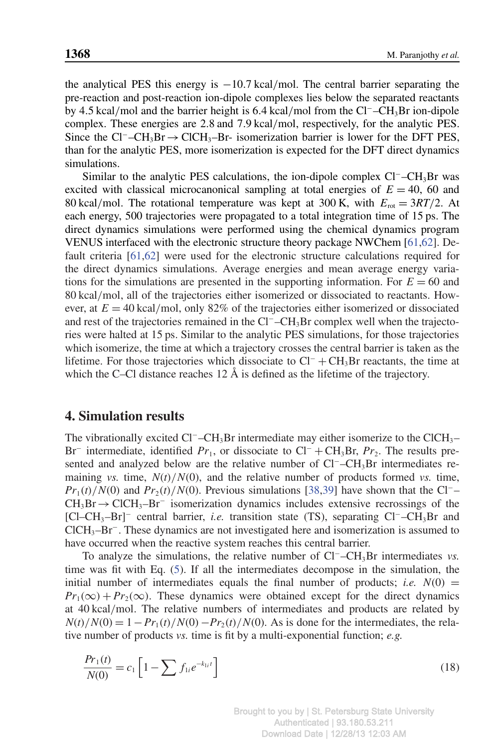the analytical PES this energy is $-10.7$ kcal/mol. The central barrier separating the pre-reaction and post-reaction ion-dipole complexes lies below the separated reactants by 4.5 kcal/mol and the barrier height is 6.4 kcal/mol from the $Cl^-–CH_3Br$ ion-dipole complex. These energies are 2.8 and 7.9 kcal/mol, respectively, for the analytic PES. Since the $Cl^-–CH_3Br \rightarrow ClCH_3–Br$- isomerization barrier is lower for the DFT PES, than for the analytic PES, more isomerization is expected for the DFT direct dynamics simulations.

Similar to the analytic PES calculations, the ion-dipole complex $Cl^-–CH_3Br$ was excited with classical microcanonical sampling at total energies of $E = 40$, 60 and 80 kcal/mol. The rotational temperature was kept at 300 K, with $E_{rot} = 3RT/2$. At each energy, 500 trajectories were propagated to a total integration time of 15 ps. The direct dynamics simulations were performed using the chemical dynamics program VENUS interfaced with the electronic structure theory package NWChem [61,62]. Default criteria [61,62] were used for the electronic structure calculations required for the direct dynamics simulations. Average energies and mean average energy variations for the simulations are presented in the supporting information. For $E = 60$ and 80 kcal/mol, all of the trajectories either isomerized or dissociated to reactants. However, at $E = 40$ kcal/mol, only 82% of the trajectories either isomerized or dissociated and rest of the trajectories remained in the $Cl^-–CH_3Br$ complex well when the trajectories were halted at 15 ps. Similar to the analytic PES simulations, for those trajectories which isomerize, the time at which a trajectory crosses the central barrier is taken as the lifetime. For those trajectories which dissociate to $Cl^- + CH_3Br$ reactants, the time at which the C–Cl distance reaches 12 Å is defined as the lifetime of the trajectory.

## 4. Simulation results

The vibrationally excited $Cl^-–CH_3Br$ intermediate may either isomerize to the $ClCH_3–Br^-$ intermediate, identified $Pr_1$, or dissociate to $Cl^- + CH_3Br$, $Pr_2$. The results presented and analyzed below are the relative number of $Cl^-–CH_3Br$ intermediates remaining *vs.* time, $N(t)/N(0)$, and the relative number of products formed *vs.* time, $Pr_1(t)/N(0)$ and $Pr_2(t)/N(0)$. Previous simulations [38,39] have shown that the $Cl^-–CH_3Br \rightarrow ClCH_3–Br^-$ isomerization dynamics includes extensive recrossings of the $[Cl–CH_3–Br]^-$ central barrier, *i.e.* transition state (TS), separating $Cl^-–CH_3Br$ and $ClCH_3–Br^-$. These dynamics are not investigated here and isomerization is assumed to have occurred when the reactive system reaches this central barrier.

To analyze the simulations, the relative number of $Cl^-–CH_3Br$ intermediates *vs.* time was fit with Eq. (5). If all the intermediates decompose in the simulation, the initial number of intermediates equals the final number of products; *i.e.* $N(0) = Pr_1(\infty) + Pr_2(\infty)$. These dynamics were obtained except for the direct dynamics at 40 kcal/mol. The relative numbers of intermediates and products are related by $N(t)/N(0) = 1 - Pr_1(t)/N(0) - Pr_2(t)/N(0)$. As is done for the intermediates, the relative number of products *vs.* time is fit by a multi-exponential function; *e.g.*

$$\frac{Pr_1(t)}{N(0)} = c_1 \left[1 - \sum f_{1i} e^{-k_{1i} t}\right] \tag{18}$$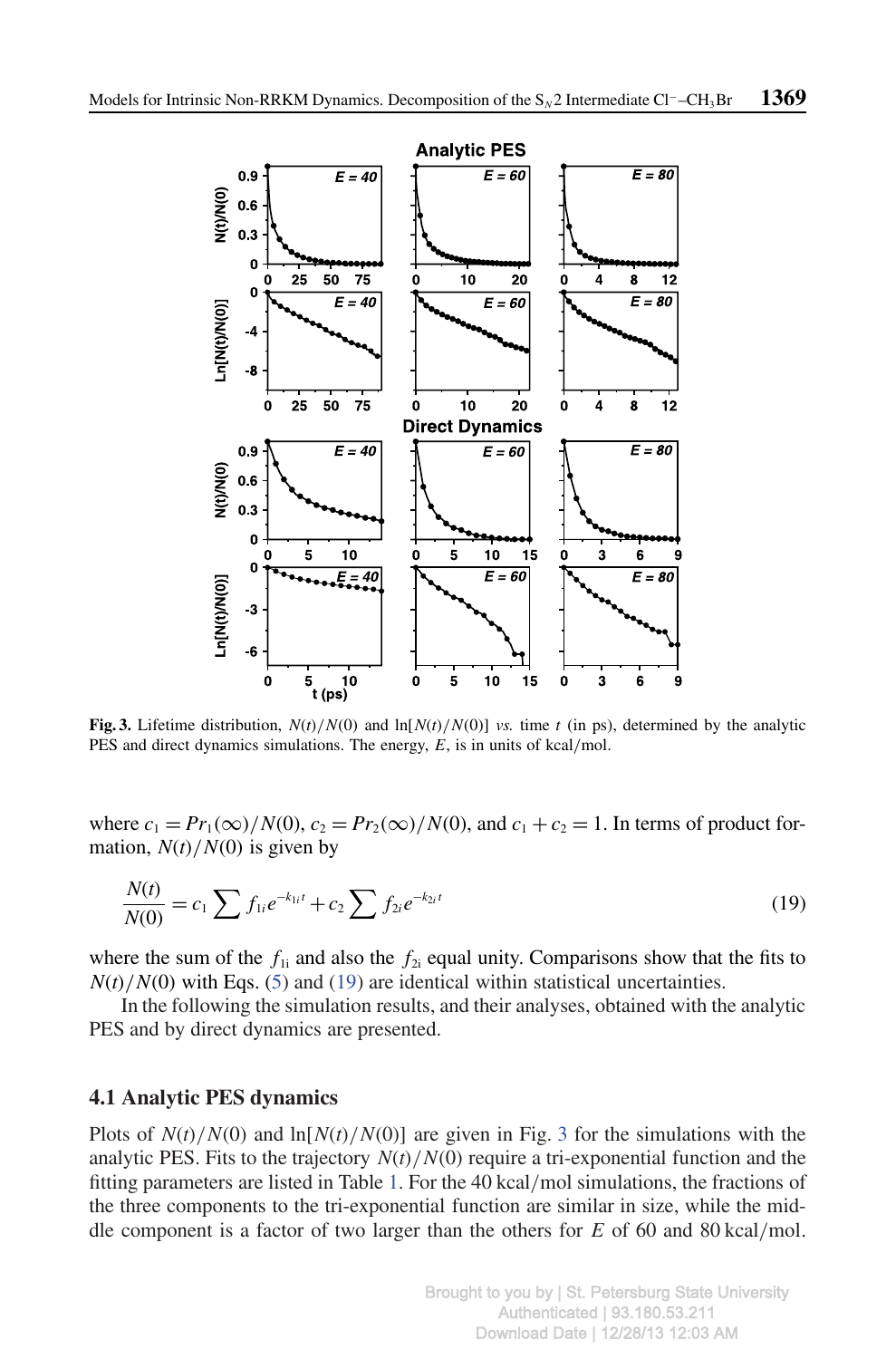**Fig. 3.** Lifetime distribution, $N(t)/N(0)$ and $\ln[N(t)/N(0)]$ *vs.* time $t$ (in ps), determined by the analytic PES and direct dynamics simulations. The energy, $E$, is in units of kcal/mol.

where $c_1 = Pr_1(\infty)/N(0)$, $c_2 = Pr_2(\infty)/N(0)$, and $c_1 + c_2 = 1$. In terms of product formation, $N(t)/N(0)$ is given by

$$\frac{N(t)}{N(0)} = c_1 \sum f_{1i} e^{-k_{1i}t} + c_2 \sum f_{2i} e^{-k_{2i}t} \tag{19}$$

where the sum of the $f_{1i}$ and also the $f_{2i}$ equal unity. Comparisons show that the fits to $N(t)/N(0)$ with Eqs. (5) and (19) are identical within statistical uncertainties.

In the following the simulation results, and their analyses, obtained with the analytic PES and by direct dynamics are presented.

### 4.1 Analytic PES dynamics

Plots of $N(t)/N(0)$ and $\ln[N(t)/N(0)]$ are given in Fig. 3 for the simulations with the analytic PES. Fits to the trajectory $N(t)/N(0)$ require a tri-exponential function and the fitting parameters are listed in Table 1. For the 40 kcal/mol simulations, the fractions of the three components to the tri-exponential function are similar in size, while the middle component is a factor of two larger than the others for $E$ of 60 and 80 kcal/mol.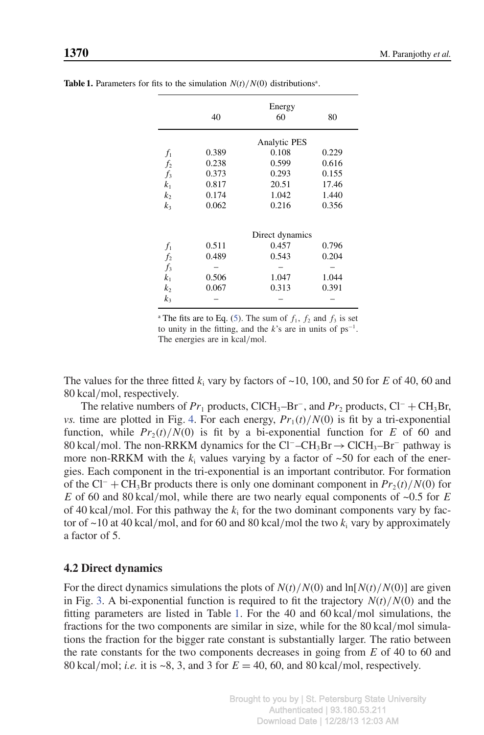**Table 1.** Parameters for fits to the simulation $N(t)/N(0)$ distributions[a].

| | Energy | | |
|---|---|---|---|
| | 40 | 60 | 80 |
| | | Analytic PES | |
| $f_1$ | 0.389 | 0.108 | 0.229 |
| $f_2$ | 0.238 | 0.599 | 0.616 |
| $f_3$ | 0.373 | 0.293 | 0.155 |
| $k_1$ | 0.817 | 20.51 | 17.46 |
| $k_2$ | 0.174 | 1.042 | 1.440 |
| $k_3$ | 0.062 | 0.216 | 0.356 |
| | | Direct dynamics | |
| $f_1$ | 0.511 | 0.457 | 0.796 |
| $f_2$ | 0.489 | 0.543 | 0.204 |
| $f_3$ | – | – | – |
| $k_1$ | 0.506 | 1.047 | 1.044 |
| $k_2$ | 0.067 | 0.313 | 0.391 |
| $k_3$ | – | – | – |

[a] The fits are to Eq. (5). The sum of $f_1$, $f_2$ and $f_3$ is set to unity in the fitting, and the $k$'s are in units of $ps^{-1}$. The energies are in kcal/mol.

The values for the three fitted $k_i$ vary by factors of ~10, 100, and 50 for $E$ of 40, 60 and 80 kcal/mol, respectively.

The relative numbers of $Pr_1$ products, $ClCH_3–Br^-$, and $Pr_2$ products, $Cl^- + CH_3Br$, *vs.* time are plotted in Fig. 4. For each energy, $Pr_1(t)/N(0)$ is fit by a tri-exponential function, while $Pr_2(t)/N(0)$ is fit by a bi-exponential function for $E$ of 60 and 80 kcal/mol. The non-RRKM dynamics for the $Cl^-–CH_3Br \rightarrow ClCH_3–Br^-$ pathway is more non-RRKM with the $k_i$ values varying by a factor of ~50 for each of the energies. Each component in the tri-exponential is an important contributor. For formation of the $Cl^- + CH_3Br$ products there is only one dominant component in $Pr_2(t)/N(0)$ for $E$ of 60 and 80 kcal/mol, while there are two nearly equal components of ~0.5 for $E$ of 40 kcal/mol. For this pathway the $k_i$ for the two dominant components vary by factor of ~10 at 40 kcal/mol, and for 60 and 80 kcal/mol the two $k_i$ vary by approximately a factor of 5.

### 4.2 Direct dynamics

For the direct dynamics simulations the plots of $N(t)/N(0)$ and $\ln[N(t)/N(0)]$ are given in Fig. 3. A bi-exponential function is required to fit the trajectory $N(t)/N(0)$ and the fitting parameters are listed in Table 1. For the 40 and 60 kcal/mol simulations, the fractions for the two components are similar in size, while for the 80 kcal/mol simulations the fraction for the bigger rate constant is substantially larger. The ratio between the rate constants for the two components decreases in going from $E$ of 40 to 60 and 80 kcal/mol; *i.e.* it is ~8, 3, and 3 for $E = 40$, 60, and 80 kcal/mol, respectively.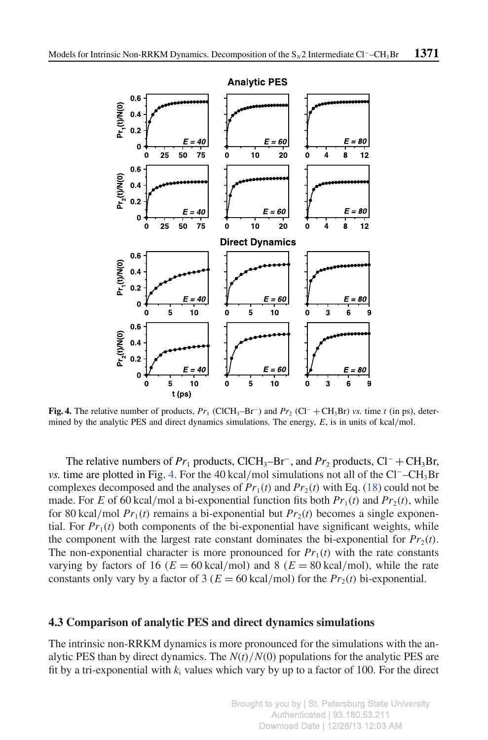**Fig. 4.** The relative number of products, $Pr_1$ ($ClCH_3$–$Br^-$) and $Pr_2$ ($Cl^- + CH_3Br$) *vs.* time $t$ (in ps), determined by the analytic PES and direct dynamics simulations. The energy, $E$, is in units of kcal/mol.

The relative numbers of $Pr_1$ products, $ClCH_3$–$Br^-$, and $Pr_2$ products, $Cl^- + CH_3Br$, *vs.* time are plotted in Fig. 4. For the 40 kcal/mol simulations not all of the $Cl^-$–$CH_3Br$ complexes decomposed and the analyses of $Pr_1(t)$ and $Pr_2(t)$ with Eq. (18) could not be made. For $E$ of 60 kcal/mol a bi-exponential function fits both $Pr_1(t)$ and $Pr_2(t)$, while for 80 kcal/mol $Pr_1(t)$ remains a bi-exponential but $Pr_2(t)$ becomes a single exponential. For $Pr_1(t)$ both components of the bi-exponential have significant weights, while the component with the largest rate constant dominates the bi-exponential for $Pr_2(t)$. The non-exponential character is more pronounced for $Pr_1(t)$ with the rate constants varying by factors of 16 ($E = 60$ kcal/mol) and 8 ($E = 80$ kcal/mol), while the rate constants only vary by a factor of 3 ($E = 60$ kcal/mol) for the $Pr_2(t)$ bi-exponential.

### 4.3 Comparison of analytic PES and direct dynamics simulations

The intrinsic non-RRKM dynamics is more pronounced for the simulations with the analytic PES than by direct dynamics. The $N(t)/N(0)$ populations for the analytic PES are fit by a tri-exponential with $k_i$ values which vary by up to a factor of 100. For the direct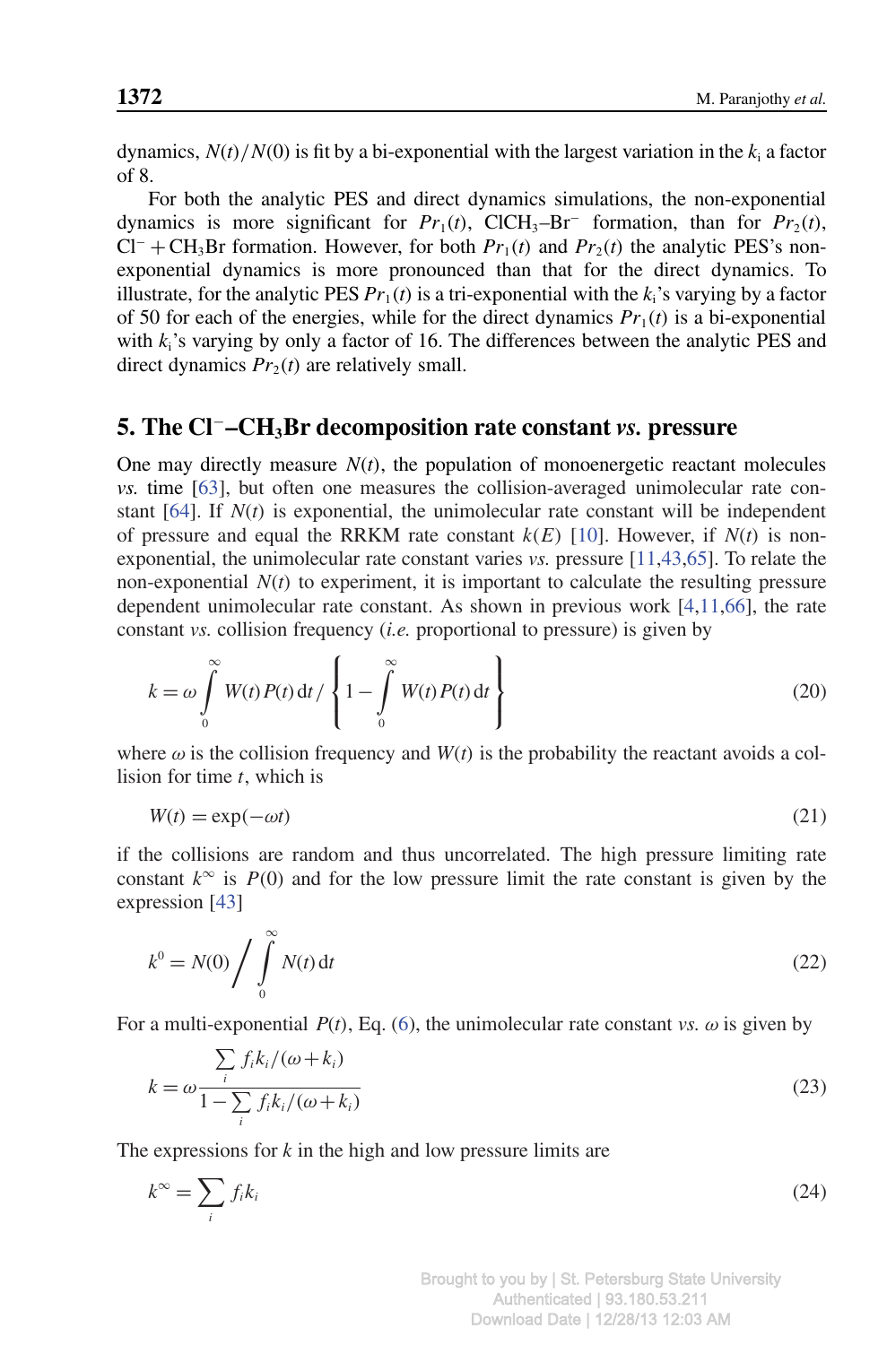dynamics, $N(t)/N(0)$ is fit by a bi-exponential with the largest variation in the $k_i$ a factor of 8.

For both the analytic PES and direct dynamics simulations, the non-exponential dynamics is more significant for $Pr_1(t)$, $ClCH_3$–$Br^-$ formation, than for $Pr_2(t)$, $Cl^- + CH_3Br$ formation. However, for both $Pr_1(t)$ and $Pr_2(t)$ the analytic PES's non-exponential dynamics is more pronounced than that for the direct dynamics. To illustrate, for the analytic PES $Pr_1(t)$ is a tri-exponential with the $k_i$'s varying by a factor of 50 for each of the energies, while for the direct dynamics $Pr_1(t)$ is a bi-exponential with $k_i$'s varying by only a factor of 16. The differences between the analytic PES and direct dynamics $Pr_2(t)$ are relatively small.

## 5. The $Cl^-$–$CH_3Br$ decomposition rate constant *vs.* pressure

One may directly measure $N(t)$, the population of monoenergetic reactant molecules *vs.* time [63], but often one measures the collision-averaged unimolecular rate constant [64]. If $N(t)$ is exponential, the unimolecular rate constant will be independent of pressure and equal the RRKM rate constant $k(E)$ [10]. However, if $N(t)$ is non-exponential, the unimolecular rate constant varies *vs.* pressure [11,43,65]. To relate the non-exponential $N(t)$ to experiment, it is important to calculate the resulting pressure dependent unimolecular rate constant. As shown in previous work [4,11,66], the rate constant *vs.* collision frequency (*i.e.* proportional to pressure) is given by

$$k = \omega \int_0^\infty W(t)P(t)\,dt \Big/ \left\{ 1 - \int_0^\infty W(t)P(t)\,dt \right\} \tag{20}$$

where $\omega$ is the collision frequency and $W(t)$ is the probability the reactant avoids a collision for time $t$, which is

$$W(t) = \exp(-\omega t) \tag{21}$$

if the collisions are random and thus uncorrelated. The high pressure limiting rate constant $k^\infty$ is $P(0)$ and for the low pressure limit the rate constant is given by the expression [43]

$$k^0 = N(0) \Big/ \int_0^\infty N(t)\,dt \tag{22}$$

For a multi-exponential $P(t)$, Eq. (6), the unimolecular rate constant *vs.* $\omega$ is given by

$$k = \omega \frac{\sum_i f_i k_i/(\omega + k_i)}{1 - \sum_i f_i k_i/(\omega + k_i)} \tag{23}$$

The expressions for $k$ in the high and low pressure limits are

$$k^\infty = \sum_i f_i k_i \tag{24}$$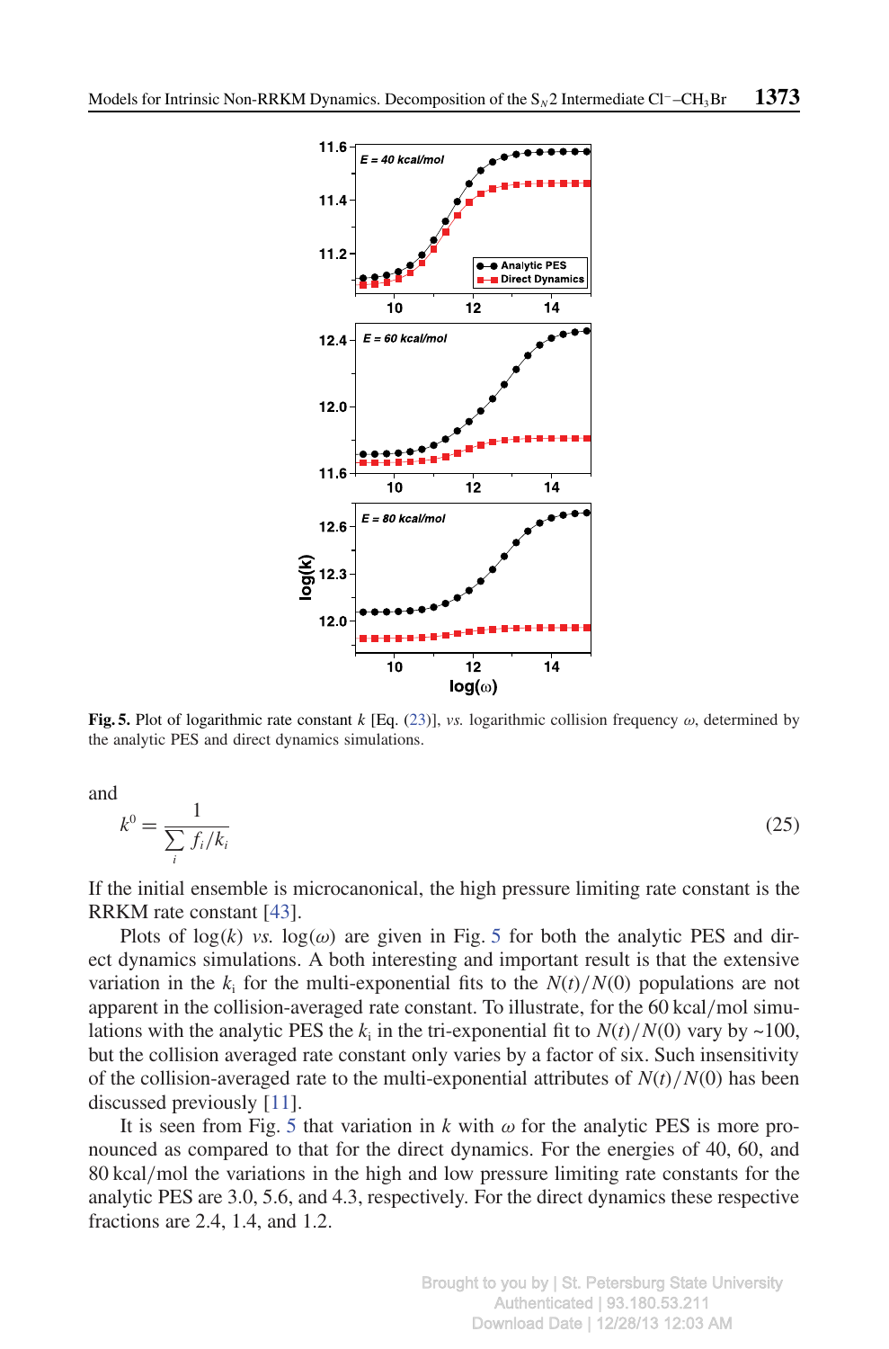**Fig. 5.** Plot of logarithmic rate constant $k$ [Eq. (23)], *vs.* logarithmic collision frequency $\omega$, determined by the analytic PES and direct dynamics simulations.

and

$$k^0 = \frac{1}{\sum_i f_i / k_i} \tag{25}$$

If the initial ensemble is microcanonical, the high pressure limiting rate constant is the RRKM rate constant [43].

Plots of $\log(k)$ *vs.* $\log(\omega)$ are given in Fig. 5 for both the analytic PES and direct dynamics simulations. A both interesting and important result is that the extensive variation in the $k_i$ for the multi-exponential fits to the $N(t)/N(0)$ populations are not apparent in the collision-averaged rate constant. To illustrate, for the 60 kcal/mol simulations with the analytic PES the $k_i$ in the tri-exponential fit to $N(t)/N(0)$ vary by ~100, but the collision averaged rate constant only varies by a factor of six. Such insensitivity of the collision-averaged rate to the multi-exponential attributes of $N(t)/N(0)$ has been discussed previously [11].

It is seen from Fig. 5 that variation in $k$ with $\omega$ for the analytic PES is more pronounced as compared to that for the direct dynamics. For the energies of 40, 60, and 80 kcal/mol the variations in the high and low pressure limiting rate constants for the analytic PES are 3.0, 5.6, and 4.3, respectively. For the direct dynamics these respective fractions are 2.4, 1.4, and 1.2.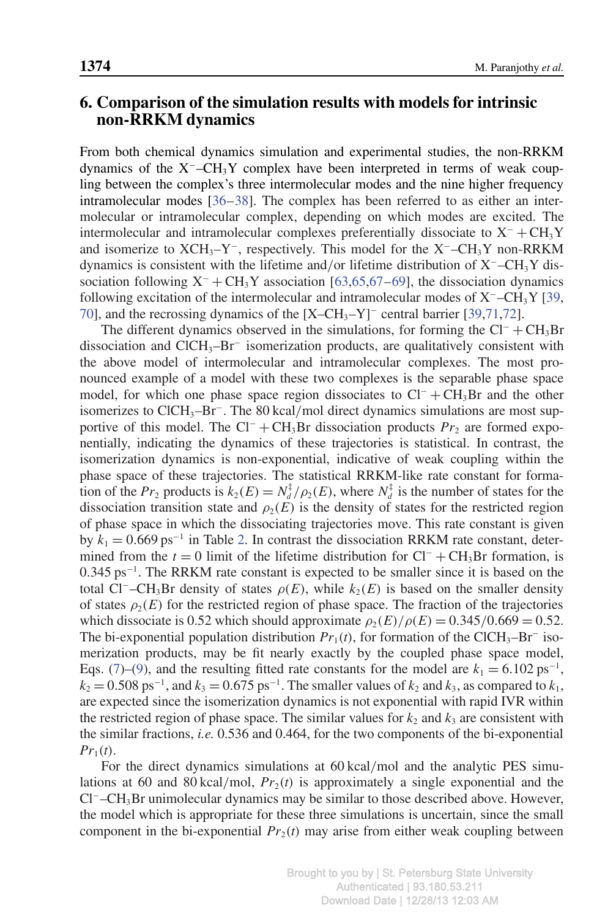## 6. Comparison of the simulation results with models for intrinsic non-RRKM dynamics

From both chemical dynamics simulation and experimental studies, the non-RRKM dynamics of the $X^-$–$CH_3Y$ complex have been interpreted in terms of weak coupling between the complex's three intermolecular modes and the nine higher frequency intramolecular modes [36–38]. The complex has been referred to as either an intermolecular or intramolecular complex, depending on which modes are excited. The intermolecular and intramolecular complexes preferentially dissociate to $X^- + CH_3Y$ and isomerize to $XCH_3$–$Y^-$, respectively. This model for the $X^-$–$CH_3Y$ non-RRKM dynamics is consistent with the lifetime and/or lifetime distribution of $X^-$–$CH_3Y$ dissociation following $X^- + CH_3Y$ association [63,65,67–69], the dissociation dynamics following excitation of the intermolecular and intramolecular modes of $X^-$–$CH_3Y$ [39, 70], and the recrossing dynamics of the $[X$–$CH_3$–$Y]^-$ central barrier [39,71,72].

The different dynamics observed in the simulations, for forming the $Cl^- + CH_3Br$ dissociation and $ClCH_3$–$Br^-$ isomerization products, are qualitatively consistent with the above model of intermolecular and intramolecular complexes. The most pronounced example of a model with these two complexes is the separable phase space model, for which one phase space region dissociates to $Cl^- + CH_3Br$ and the other isomerizes to $ClCH_3$–$Br^-$. The 80 kcal/mol direct dynamics simulations are most supportive of this model. The $Cl^- + CH_3Br$ dissociation products $Pr_2$ are formed exponentially, indicating the dynamics of these trajectories is statistical. In contrast, the isomerization dynamics is non-exponential, indicative of weak coupling within the phase space of these trajectories. The statistical RRKM-like rate constant for formation of the $Pr_2$ products is $k_2(E) = N_d^{\ddagger}/\rho_2(E)$, where $N_d^{\ddagger}$ is the number of states for the dissociation transition state and $\rho_2(E)$ is the density of states for the restricted region of phase space in which the dissociating trajectories move. This rate constant is given by $k_1 = 0.669\ \text{ps}^{-1}$ in Table 2. In contrast the dissociation RRKM rate constant, determined from the $t = 0$ limit of the lifetime distribution for $Cl^- + CH_3Br$ formation, is $0.345\ \text{ps}^{-1}$. The RRKM rate constant is expected to be smaller since it is based on the total $Cl^-$–$CH_3Br$ density of states $\rho(E)$, while $k_2(E)$ is based on the smaller density of states $\rho_2(E)$ for the restricted region of phase space. The fraction of the trajectories which dissociate is 0.52 which should approximate $\rho_2(E)/\rho(E) = 0.345/0.669 = 0.52$. The bi-exponential population distribution $Pr_1(t)$, for formation of the $ClCH_3$–$Br^-$ isomerization products, may be fit nearly exactly by the coupled phase space model, Eqs. (7)–(9), and the resulting fitted rate constants for the model are $k_1 = 6.102\ \text{ps}^{-1}$, $k_2 = 0.508\ \text{ps}^{-1}$, and $k_3 = 0.675\ \text{ps}^{-1}$. The smaller values of $k_2$ and $k_3$, as compared to $k_1$, are expected since the isomerization dynamics is not exponential with rapid IVR within the restricted region of phase space. The similar values for $k_2$ and $k_3$ are consistent with the similar fractions, *i.e.* 0.536 and 0.464, for the two components of the bi-exponential $Pr_1(t)$.

For the direct dynamics simulations at 60 kcal/mol and the analytic PES simulations at 60 and 80 kcal/mol, $Pr_2(t)$ is approximately a single exponential and the $Cl^-$–$CH_3Br$ unimolecular dynamics may be similar to those described above. However, the model which is appropriate for these three simulations is uncertain, since the small component in the bi-exponential $Pr_2(t)$ may arise from either weak coupling between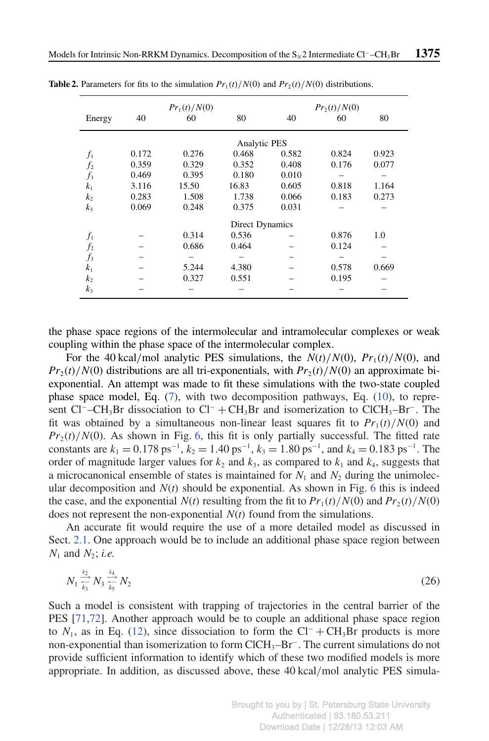**Table 2.** Parameters for fits to the simulation $Pr_1(t)/N(0)$ and $Pr_2(t)/N(0)$ distributions.

| | $Pr_1(t)/N(0)$ | | | $Pr_2(t)/N(0)$ | | |
|---|---|---|---|---|---|---|
| Energy | 40 | 60 | 80 | 40 | 60 | 80 |
| | | | Analytic PES | | | |
| $f_1$ | 0.172 | 0.276 | 0.468 | 0.582 | 0.824 | 0.923 |
| $f_2$ | 0.359 | 0.329 | 0.352 | 0.408 | 0.176 | 0.077 |
| $f_3$ | 0.469 | 0.395 | 0.180 | 0.010 | – | – |
| $k_1$ | 3.116 | 15.50 | 16.83 | 0.605 | 0.818 | 1.164 |
| $k_2$ | 0.283 | 1.508 | 1.738 | 0.066 | 0.183 | 0.273 |
| $k_3$ | 0.069 | 0.248 | 0.375 | 0.031 | – | – |
| | | | Direct Dynamics | | | |
| $f_1$ | – | 0.314 | 0.536 | – | 0.876 | 1.0 |
| $f_2$ | – | 0.686 | 0.464 | – | 0.124 | – |
| $f_3$ | – | – | – | – | – | – |
| $k_1$ | – | 5.244 | 4.380 | – | 0.578 | 0.669 |
| $k_2$ | – | 0.327 | 0.551 | – | 0.195 | – |
| $k_3$ | – | – | – | – | – | – |

the phase space regions of the intermolecular and intramolecular complexes or weak coupling within the phase space of the intermolecular complex.

For the 40 kcal/mol analytic PES simulations, the $N(t)/N(0)$, $Pr_1(t)/N(0)$, and $Pr_2(t)/N(0)$ distributions are all tri-exponentials, with $Pr_2(t)/N(0)$ an approximate bi-exponential. An attempt was made to fit these simulations with the two-state coupled phase space model, Eq. (7), with two decomposition pathways, Eq. (10), to represent $Cl^-$–$CH_3Br$ dissociation to $Cl^- + CH_3Br$ and isomerization to $ClCH_3$–$Br^-$. The fit was obtained by a simultaneous non-linear least squares fit to $Pr_1(t)/N(0)$ and $Pr_2(t)/N(0)$. As shown in Fig. 6, this fit is only partially successful. The fitted rate constants are $k_1 = 0.178\ \text{ps}^{-1}$, $k_2 = 1.40\ \text{ps}^{-1}$, $k_3 = 1.80\ \text{ps}^{-1}$, and $k_4 = 0.183\ \text{ps}^{-1}$. The order of magnitude larger values for $k_2$ and $k_3$, as compared to $k_1$ and $k_4$, suggests that a microcanonical ensemble of states is maintained for $N_1$ and $N_2$ during the unimolecular decomposition and $N(t)$ should be exponential. As shown in Fig. 6 this is indeed the case, and the exponential $N(t)$ resulting from the fit to $Pr_1(t)/N(0)$ and $Pr_2(t)/N(0)$ does not represent the non-exponential $N(t)$ found from the simulations.

An accurate fit would require the use of a more detailed model as discussed in Sect. 2.1. One approach would be to include an additional phase space region between $N_1$ and $N_2$; *i.e.*

$$N_1 \underset{k_3}{\overset{k_2}{\rightleftarrows}} N_3 \underset{k_5}{\overset{k_4}{\rightleftarrows}} N_2 \tag{26}$$

Such a model is consistent with trapping of trajectories in the central barrier of the PES [71,72]. Another approach would be to couple an additional phase space region to $N_1$, as in Eq. (12), since dissociation to form the $Cl^- + CH_3Br$ products is more non-exponential than isomerization to form $ClCH_3$–$Br^-$. The current simulations do not provide sufficient information to identify which of these two modified models is more appropriate. In addition, as discussed above, these 40 kcal/mol analytic PES simula-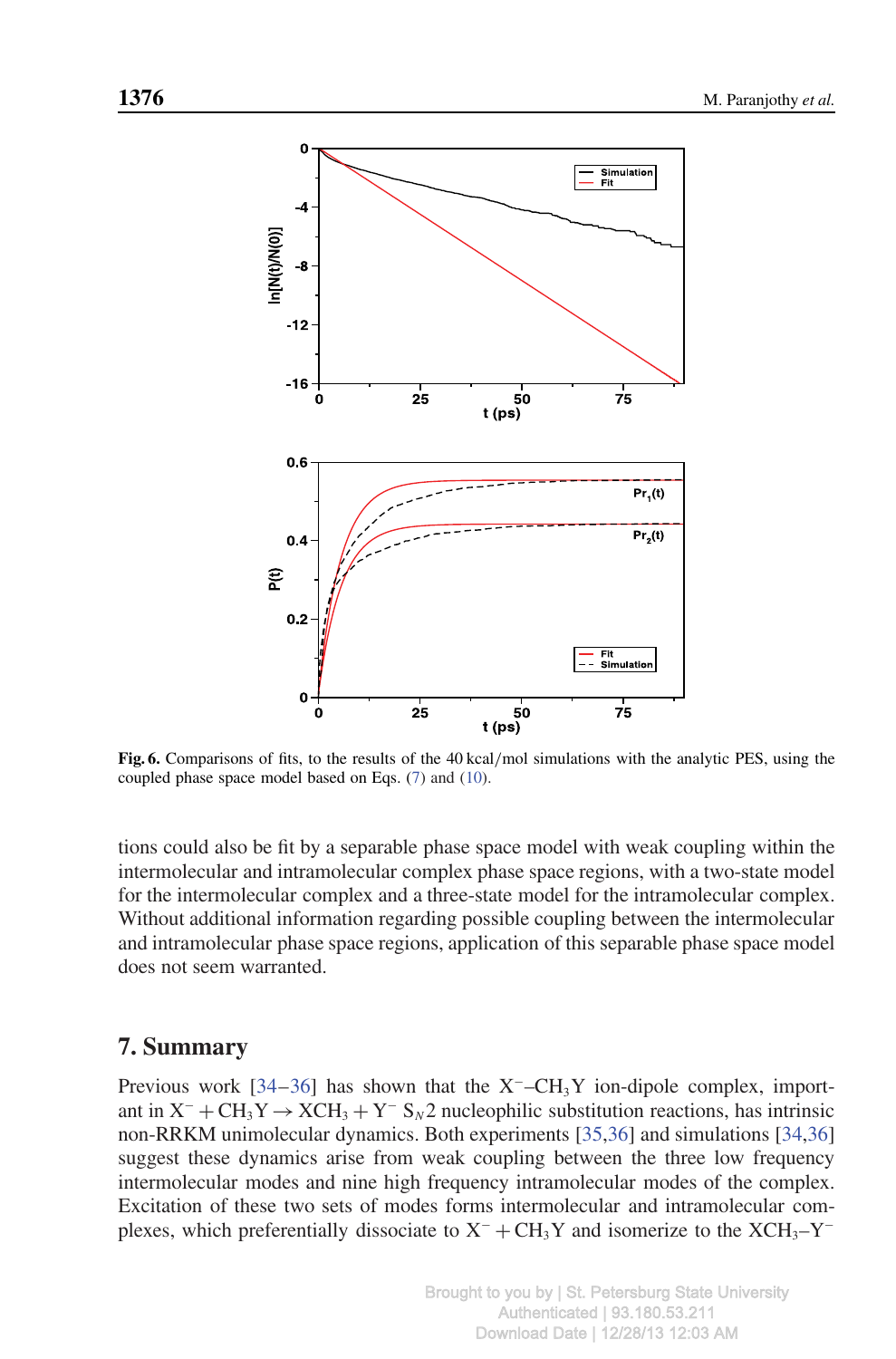**Fig. 6.** Comparisons of fits, to the results of the 40 kcal/mol simulations with the analytic PES, using the coupled phase space model based on Eqs. (7) and (10).

tions could also be fit by a separable phase space model with weak coupling within the intermolecular and intramolecular complex phase space regions, with a two-state model for the intermolecular complex and a three-state model for the intramolecular complex. Without additional information regarding possible coupling between the intermolecular and intramolecular phase space regions, application of this separable phase space model does not seem warranted.

## 7. Summary

Previous work [34–36] has shown that the $X^-$–$CH_3Y$ ion-dipole complex, important in $X^- + CH_3Y \rightarrow XCH_3 + Y^-$ $S_N2$ nucleophilic substitution reactions, has intrinsic non-RRKM unimolecular dynamics. Both experiments [35,36] and simulations [34,36] suggest these dynamics arise from weak coupling between the three low frequency intermolecular modes and nine high frequency intramolecular modes of the complex. Excitation of these two sets of modes forms intermolecular and intramolecular complexes, which preferentially dissociate to $X^- + CH_3Y$ and isomerize to the $XCH_3$–$Y^-$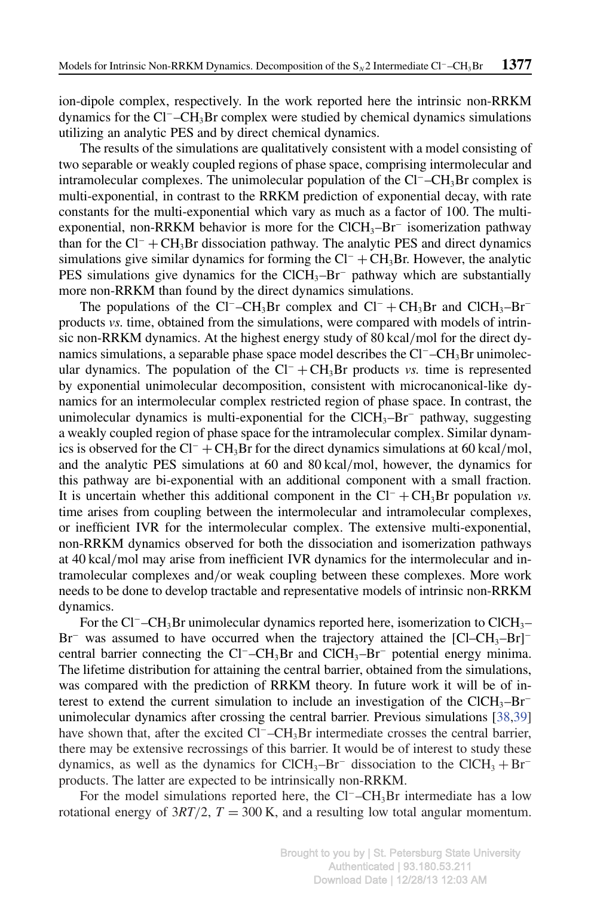ion-dipole complex, respectively. In the work reported here the intrinsic non-RRKM dynamics for the $Cl^-$–$CH_3Br$ complex were studied by chemical dynamics simulations utilizing an analytic PES and by direct chemical dynamics.

The results of the simulations are qualitatively consistent with a model consisting of two separable or weakly coupled regions of phase space, comprising intermolecular and intramolecular complexes. The unimolecular population of the $Cl^-$–$CH_3Br$ complex is multi-exponential, in contrast to the RRKM prediction of exponential decay, with rate constants for the multi-exponential which vary as much as a factor of 100. The multi-exponential, non-RRKM behavior is more for the $ClCH_3$–$Br^-$ isomerization pathway than for the $Cl^- + CH_3Br$ dissociation pathway. The analytic PES and direct dynamics simulations give similar dynamics for forming the $Cl^- + CH_3Br$. However, the analytic PES simulations give dynamics for the $ClCH_3$–$Br^-$ pathway which are substantially more non-RRKM than found by the direct dynamics simulations.

The populations of the $Cl^-$–$CH_3Br$ complex and $Cl^- + CH_3Br$ and $ClCH_3$–$Br^-$ products *vs.* time, obtained from the simulations, were compared with models of intrinsic non-RRKM dynamics. At the highest energy study of 80 kcal/mol for the direct dynamics simulations, a separable phase space model describes the $Cl^-$–$CH_3Br$ unimolecular dynamics. The population of the $Cl^- + CH_3Br$ products *vs.* time is represented by exponential unimolecular decomposition, consistent with microcanonical-like dynamics for an intermolecular complex restricted region of phase space. In contrast, the unimolecular dynamics is multi-exponential for the $ClCH_3$–$Br^-$ pathway, suggesting a weakly coupled region of phase space for the intramolecular complex. Similar dynamics is observed for the $Cl^- + CH_3Br$ for the direct dynamics simulations at 60 kcal/mol, and the analytic PES simulations at 60 and 80 kcal/mol, however, the dynamics for this pathway are bi-exponential with an additional component with a small fraction. It is uncertain whether this additional component in the $Cl^- + CH_3Br$ population *vs.* time arises from coupling between the intermolecular and intramolecular complexes, or inefficient IVR for the intermolecular complex. The extensive multi-exponential, non-RRKM dynamics observed for both the dissociation and isomerization pathways at 40 kcal/mol may arise from inefficient IVR dynamics for the intermolecular and intramolecular complexes and/or weak coupling between these complexes. More work needs to be done to develop tractable and representative models of intrinsic non-RRKM dynamics.

For the $Cl^-$–$CH_3Br$ unimolecular dynamics reported here, isomerization to $ClCH_3$–$Br^-$ was assumed to have occurred when the trajectory attained the $[Cl$–$CH_3$–$Br]^-$ central barrier connecting the $Cl^-$–$CH_3Br$ and $ClCH_3$–$Br^-$ potential energy minima. The lifetime distribution for attaining the central barrier, obtained from the simulations, was compared with the prediction of RRKM theory. In future work it will be of interest to extend the current simulation to include an investigation of the $ClCH_3$–$Br^-$ unimolecular dynamics after crossing the central barrier. Previous simulations [38,39] have shown that, after the excited $Cl^-$–$CH_3Br$ intermediate crosses the central barrier, there may be extensive recrossings of this barrier. It would be of interest to study these dynamics, as well as the dynamics for $ClCH_3$–$Br^-$ dissociation to the $ClCH_3 + Br^-$ products. The latter are expected to be intrinsically non-RRKM.

For the model simulations reported here, the $Cl^-$–$CH_3Br$ intermediate has a low rotational energy of $3RT/2$, $T = 300$ K, and a resulting low total angular momentum.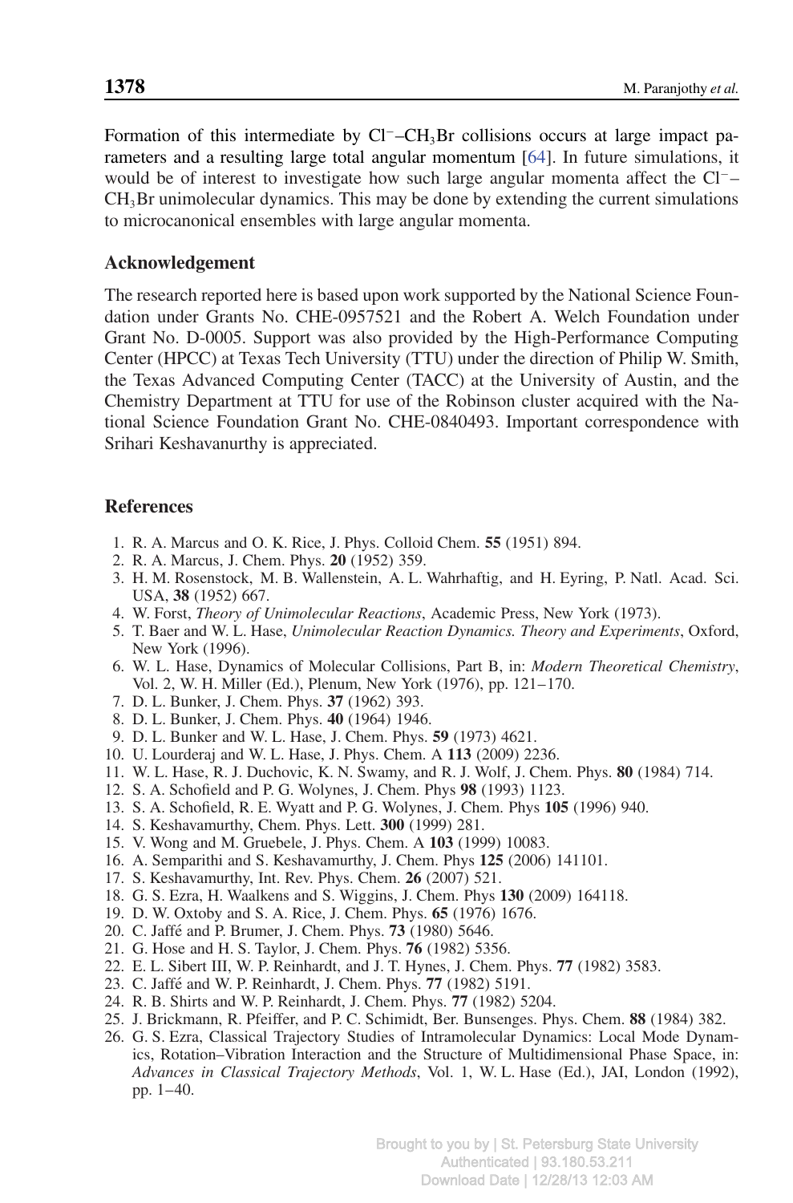Formation of this intermediate by $Cl^-$–$CH_3Br$ collisions occurs at large impact parameters and a resulting large total angular momentum [64]. In future simulations, it would be of interest to investigate how such large angular momenta affect the $Cl^-$–$CH_3Br$ unimolecular dynamics. This may be done by extending the current simulations to microcanonical ensembles with large angular momenta.

## Acknowledgement

The research reported here is based upon work supported by the National Science Foundation under Grants No. CHE-0957521 and the Robert A. Welch Foundation under Grant No. D-0005. Support was also provided by the High-Performance Computing Center (HPCC) at Texas Tech University (TTU) under the direction of Philip W. Smith, the Texas Advanced Computing Center (TACC) at the University of Austin, and the Chemistry Department at TTU for use of the Robinson cluster acquired with the National Science Foundation Grant No. CHE-0840493. Important correspondence with Srihari Keshavanurthy is appreciated.

## References

1. R. A. Marcus and O. K. Rice, J. Phys. Colloid Chem. **55** (1951) 894.
2. R. A. Marcus, J. Chem. Phys. **20** (1952) 359.
3. H. M. Rosenstock, M. B. Wallenstein, A. L. Wahrhaftig, and H. Eyring, P. Natl. Acad. Sci. USA, **38** (1952) 667.
4. W. Forst, *Theory of Unimolecular Reactions*, Academic Press, New York (1973).
5. T. Baer and W. L. Hase, *Unimolecular Reaction Dynamics. Theory and Experiments*, Oxford, New York (1996).
6. W. L. Hase, Dynamics of Molecular Collisions, Part B, in: *Modern Theoretical Chemistry*, Vol. 2, W. H. Miller (Ed.), Plenum, New York (1976), pp. 121–170.
7. D. L. Bunker, J. Chem. Phys. **37** (1962) 393.
8. D. L. Bunker, J. Chem. Phys. **40** (1964) 1946.
9. D. L. Bunker and W. L. Hase, J. Chem. Phys. **59** (1973) 4621.
10. U. Lourderaj and W. L. Hase, J. Phys. Chem. A **113** (2009) 2236.
11. W. L. Hase, R. J. Duchovic, K. N. Swamy, and R. J. Wolf, J. Chem. Phys. **80** (1984) 714.
12. S. A. Schofield and P. G. Wolynes, J. Chem. Phys **98** (1993) 1123.
13. S. A. Schofield, R. E. Wyatt and P. G. Wolynes, J. Chem. Phys **105** (1996) 940.
14. S. Keshavamurthy, Chem. Phys. Lett. **300** (1999) 281.
15. V. Wong and M. Gruebele, J. Phys. Chem. A **103** (1999) 10083.
16. A. Semparithi and S. Keshavamurthy, J. Chem. Phys **125** (2006) 141101.
17. S. Keshavamurthy, Int. Rev. Phys. Chem. **26** (2007) 521.
18. G. S. Ezra, H. Waalkens and S. Wiggins, J. Chem. Phys **130** (2009) 164118.
19. D. W. Oxtoby and S. A. Rice, J. Chem. Phys. **65** (1976) 1676.
20. C. Jaffé and P. Brumer, J. Chem. Phys. **73** (1980) 5646.
21. G. Hose and H. S. Taylor, J. Chem. Phys. **76** (1982) 5356.
22. E. L. Sibert III, W. P. Reinhardt, and J. T. Hynes, J. Chem. Phys. **77** (1982) 3583.
23. C. Jaffé and W. P. Reinhardt, J. Chem. Phys. **77** (1982) 5191.
24. R. B. Shirts and W. P. Reinhardt, J. Chem. Phys. **77** (1982) 5204.
25. J. Brickmann, R. Pfeiffer, and P. C. Schimidt, Ber. Bunsenges. Phys. Chem. **88** (1984) 382.
26. G. S. Ezra, Classical Trajectory Studies of Intramolecular Dynamics: Local Mode Dynamics, Rotation–Vibration Interaction and the Structure of Multidimensional Phase Space, in: *Advances in Classical Trajectory Methods*, Vol. 1, W. L. Hase (Ed.), JAI, London (1992), pp. 1–40.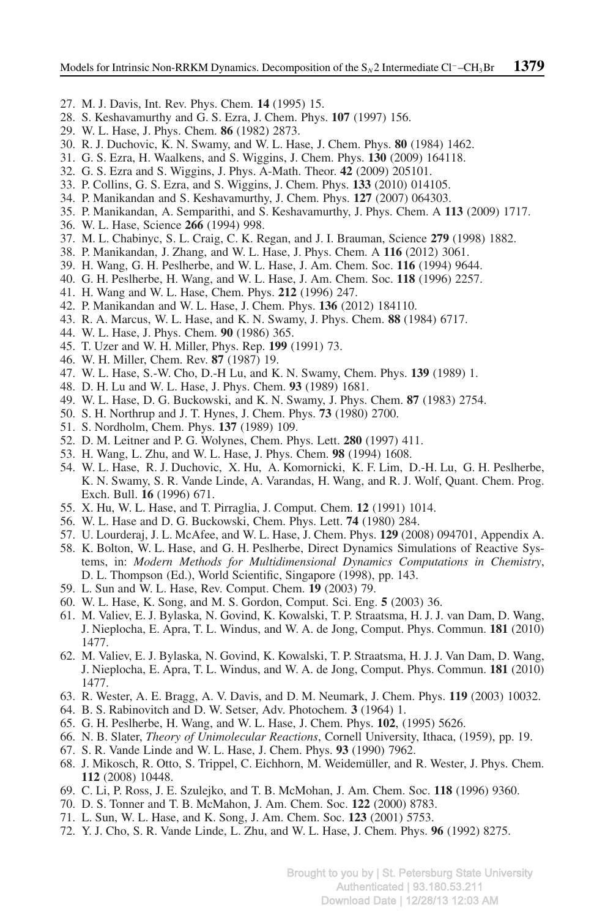27. M. J. Davis, Int. Rev. Phys. Chem. **14** (1995) 15.
28. S. Keshavamurthy and G. S. Ezra, J. Chem. Phys. **107** (1997) 156.
29. W. L. Hase, J. Phys. Chem. **86** (1982) 2873.
30. R. J. Duchovic, K. N. Swamy, and W. L. Hase, J. Chem. Phys. **80** (1984) 1462.
31. G. S. Ezra, H. Waalkens, and S. Wiggins, J. Chem. Phys. **130** (2009) 164118.
32. G. S. Ezra and S. Wiggins, J. Phys. A-Math. Theor. **42** (2009) 205101.
33. P. Collins, G. S. Ezra, and S. Wiggins, J. Chem. Phys. **133** (2010) 014105.
34. P. Manikandan and S. Keshavamurthy, J. Chem. Phys. **127** (2007) 064303.
35. P. Manikandan, A. Semparithi, and S. Keshavamurthy, J. Phys. Chem. A **113** (2009) 1717.
36. W. L. Hase, Science **266** (1994) 998.
37. M. L. Chabinyc, S. L. Craig, C. K. Regan, and J. I. Brauman, Science **279** (1998) 1882.
38. P. Manikandan, J. Zhang, and W. L. Hase, J. Phys. Chem. A **116** (2012) 3061.
39. H. Wang, G. H. Peslherbe, and W. L. Hase, J. Am. Chem. Soc. **116** (1994) 9644.
40. G. H. Peslherbe, H. Wang, and W. L. Hase, J. Am. Chem. Soc. **118** (1996) 2257.
41. H. Wang and W. L. Hase, Chem. Phys. **212** (1996) 247.
42. P. Manikandan and W. L. Hase, J. Chem. Phys. **136** (2012) 184110.
43. R. A. Marcus, W. L. Hase, and K. N. Swamy, J. Phys. Chem. **88** (1984) 6717.
44. W. L. Hase, J. Phys. Chem. **90** (1986) 365.
45. T. Uzer and W. H. Miller, Phys. Rep. **199** (1991) 73.
46. W. H. Miller, Chem. Rev. **87** (1987) 19.
47. W. L. Hase, S.-W. Cho, D.-H Lu, and K. N. Swamy, Chem. Phys. **139** (1989) 1.
48. D. H. Lu and W. L. Hase, J. Phys. Chem. **93** (1989) 1681.
49. W. L. Hase, D. G. Buckowski, and K. N. Swamy, J. Phys. Chem. **87** (1983) 2754.
50. S. H. Northrup and J. T. Hynes, J. Chem. Phys. **73** (1980) 2700.
51. S. Nordholm, Chem. Phys. **137** (1989) 109.
52. D. M. Leitner and P. G. Wolynes, Chem. Phys. Lett. **280** (1997) 411.
53. H. Wang, L. Zhu, and W. L. Hase, J. Phys. Chem. **98** (1994) 1608.
54. W. L. Hase, R. J. Duchovic, X. Hu, A. Komornicki, K. F. Lim, D.-H. Lu, G. H. Peslherbe, K. N. Swamy, S. R. Vande Linde, A. Varandas, H. Wang, and R. J. Wolf, Quant. Chem. Prog. Exch. Bull. **16** (1996) 671.
55. X. Hu, W. L. Hase, and T. Pirraglia, J. Comput. Chem. **12** (1991) 1014.
56. W. L. Hase and D. G. Buckowski, Chem. Phys. Lett. **74** (1980) 284.
57. U. Lourderaj, J. L. McAfee, and W. L. Hase, J. Chem. Phys. **129** (2008) 094701, Appendix A.
58. K. Bolton, W. L. Hase, and G. H. Peslherbe, Direct Dynamics Simulations of Reactive Systems, in: *Modern Methods for Multidimensional Dynamics Computations in Chemistry*, D. L. Thompson (Ed.), World Scientific, Singapore (1998), pp. 143.
59. L. Sun and W. L. Hase, Rev. Comput. Chem. **19** (2003) 79.
60. W. L. Hase, K. Song, and M. S. Gordon, Comput. Sci. Eng. **5** (2003) 36.
61. M. Valiev, E. J. Bylaska, N. Govind, K. Kowalski, T. P. Straatsma, H. J. J. van Dam, D. Wang, J. Nieplocha, E. Apra, T. L. Windus, and W. A. de Jong, Comput. Phys. Commun. **181** (2010) 1477.
62. M. Valiev, E. J. Bylaska, N. Govind, K. Kowalski, T. P. Straatsma, H. J. J. Van Dam, D. Wang, J. Nieplocha, E. Apra, T. L. Windus, and W. A. de Jong, Comput. Phys. Commun. **181** (2010) 1477.
63. R. Wester, A. E. Bragg, A. V. Davis, and D. M. Neumark, J. Chem. Phys. **119** (2003) 10032.
64. B. S. Rabinovitch and D. W. Setser, Adv. Photochem. **3** (1964) 1.
65. G. H. Peslherbe, H. Wang, and W. L. Hase, J. Chem. Phys. **102**, (1995) 5626.
66. N. B. Slater, *Theory of Unimolecular Reactions*, Cornell University, Ithaca, (1959), pp. 19.
67. S. R. Vande Linde and W. L. Hase, J. Chem. Phys. **93** (1990) 7962.
68. J. Mikosch, R. Otto, S. Trippel, C. Eichhorn, M. Weidemüller, and R. Wester, J. Phys. Chem. **112** (2008) 10448.
69. C. Li, P. Ross, J. E. Szulejko, and T. B. McMohan, J. Am. Chem. Soc. **118** (1996) 9360.
70. D. S. Tonner and T. B. McMahon, J. Am. Chem. Soc. **122** (2000) 8783.
71. L. Sun, W. L. Hase, and K. Song, J. Am. Chem. Soc. **123** (2001) 5753.
72. Y. J. Cho, S. R. Vande Linde, L. Zhu, and W. L. Hase, J. Chem. Phys. **96** (1992) 8275.